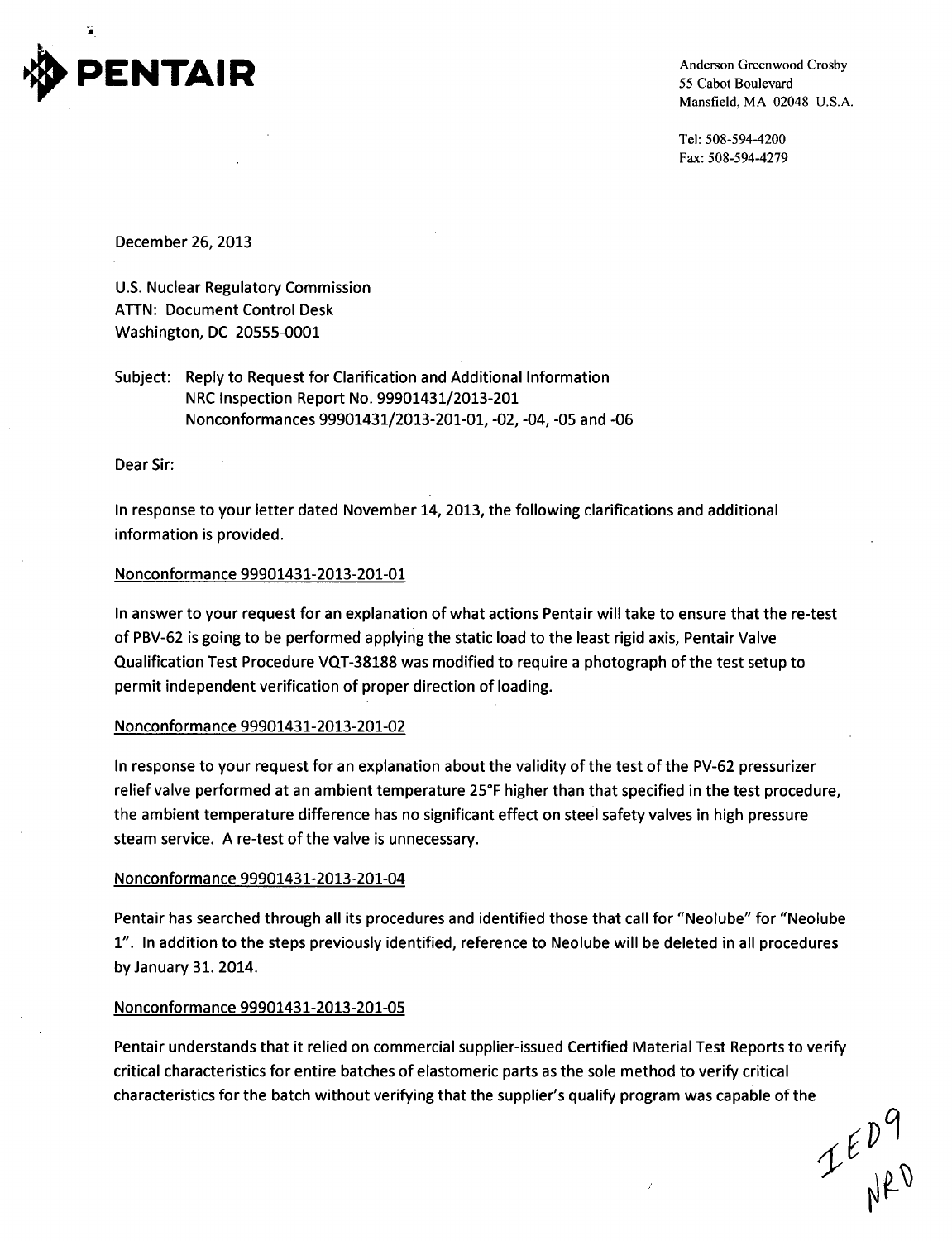**PENTAIR**

Anderson Greenwood Crosby
55 Cabot Boulevard
Mansfield, MA 02048 U.S.A.

Tel: 508-594-4200
Fax: 508-594-4279

December 26, 2013

U.S. Nuclear Regulatory Commission
ATTN: Document Control Desk
Washington, DC 20555-0001

Subject: Reply to Request for Clarification and Additional Information
NRC Inspection Report No. 99901431/2013-201
Nonconformances 99901431/2013-201-01, -02, -04, -05 and -06

Dear Sir:

In response to your letter dated November 14, 2013, the following clarifications and additional information is provided.

Nonconformance 99901431-2013-201-01

In answer to your request for an explanation of what actions Pentair will take to ensure that the re-test of PBV-62 is going to be performed applying the static load to the least rigid axis, Pentair Valve Qualification Test Procedure VQT-38188 was modified to require a photograph of the test setup to permit independent verification of proper direction of loading.

Nonconformance 99901431-2013-201-02

In response to your request for an explanation about the validity of the test of the PV-62 pressurizer relief valve performed at an ambient temperature 25°F higher than that specified in the test procedure, the ambient temperature difference has no significant effect on steel safety valves in high pressure steam service. A re-test of the valve is unnecessary.

Nonconformance 99901431-2013-201-04

Pentair has searched through all its procedures and identified those that call for "Neolube" for "Neolube 1". In addition to the steps previously identified, reference to Neolube will be deleted in all procedures by January 31. 2014.

Nonconformance 99901431-2013-201-05

Pentair understands that it relied on commercial supplier-issued Certified Material Test Reports to verify critical characteristics for entire batches of elastomeric parts as the sole method to verify critical characteristics for the batch without verifying that the supplier's qualify program was capable of the

IED9
NRO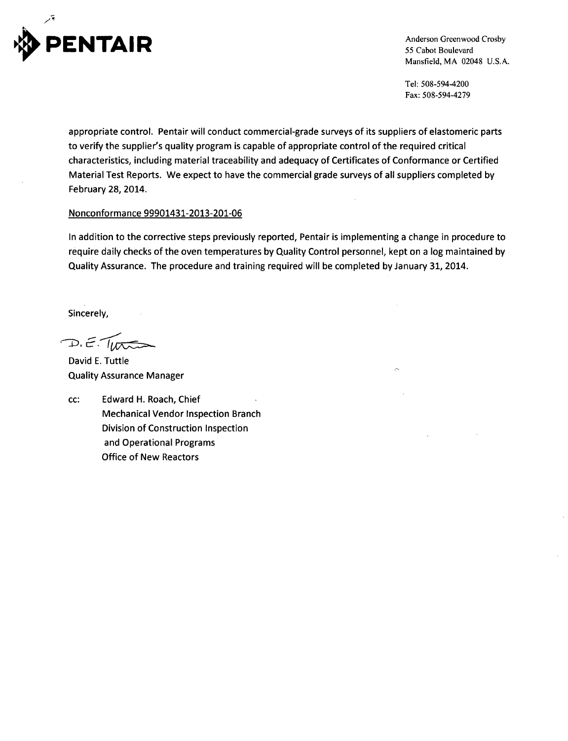PENTAIR

Anderson Greenwood Crosby
55 Cabot Boulevard
Mansfield, MA 02048 U.S.A.

Tel: 508-594-4200
Fax: 508-594-4279

appropriate control. Pentair will conduct commercial-grade surveys of its suppliers of elastomeric parts to verify the supplier's quality program is capable of appropriate control of the required critical characteristics, including material traceability and adequacy of Certificates of Conformance or Certified Material Test Reports. We expect to have the commercial grade surveys of all suppliers completed by February 28, 2014.

Nonconformance 99901431-2013-201-06

In addition to the corrective steps previously reported, Pentair is implementing a change in procedure to require daily checks of the oven temperatures by Quality Control personnel, kept on a log maintained by Quality Assurance. The procedure and training required will be completed by January 31, 2014.

Sincerely,

D. E. Tuttle

David E. Tuttle
Quality Assurance Manager

cc: Edward H. Roach, Chief
Mechanical Vendor Inspection Branch
Division of Construction Inspection
and Operational Programs
Office of New Reactors